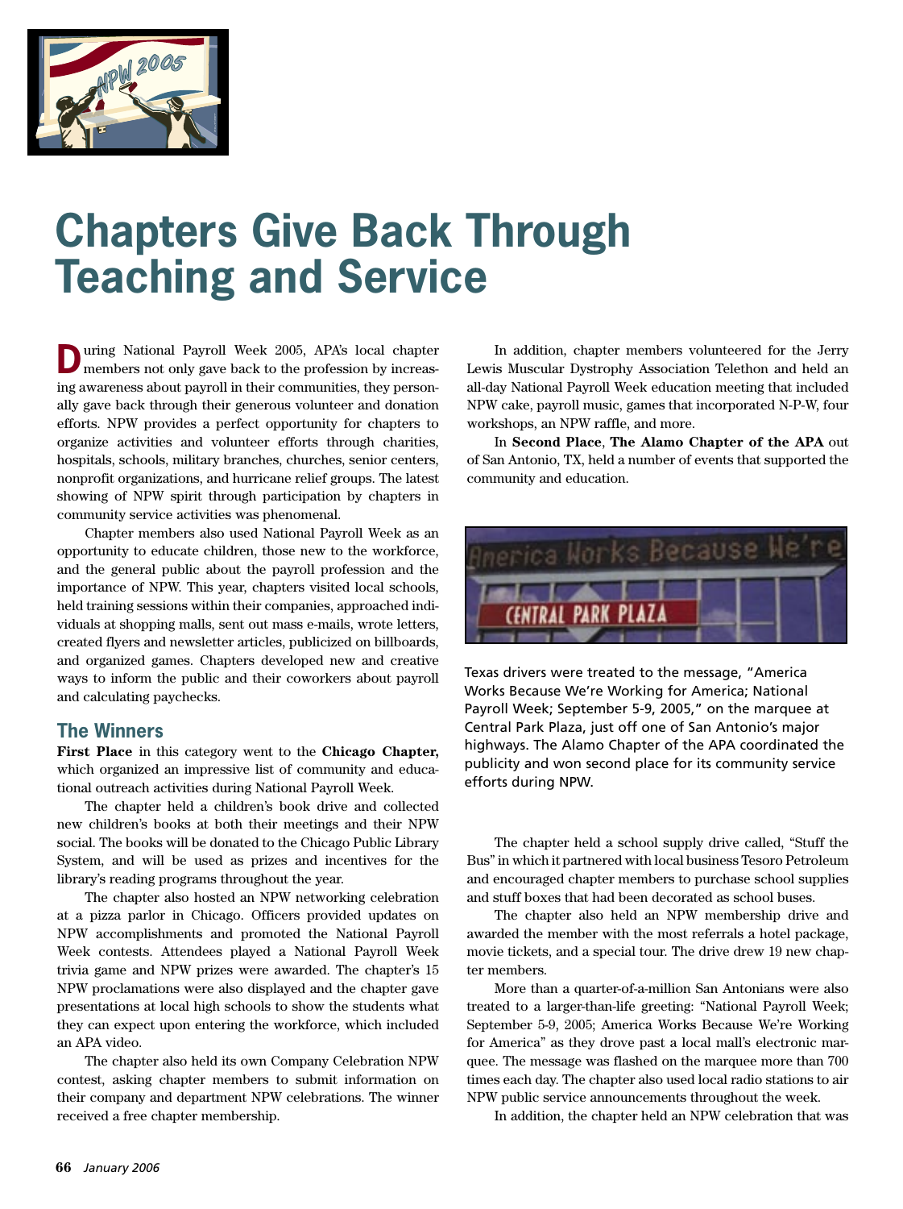# Chapters Give Back Through Teaching and Service

During National Payroll Week 2005, APA's local chapter members not only gave back to the profession by increasing awareness about payroll in their communities, they personally gave back through their generous volunteer and donation efforts. NPW provides a perfect opportunity for chapters to organize activities and volunteer efforts through charities, hospitals, schools, military branches, churches, senior centers, nonprofit organizations, and hurricane relief groups. The latest showing of NPW spirit through participation by chapters in community service activities was phenomenal.

Chapter members also used National Payroll Week as an opportunity to educate children, those new to the workforce, and the general public about the payroll profession and the importance of NPW. This year, chapters visited local schools, held training sessions within their companies, approached individuals at shopping malls, sent out mass e-mails, wrote letters, created flyers and newsletter articles, publicized on billboards, and organized games. Chapters developed new and creative ways to inform the public and their coworkers about payroll and calculating paychecks.

## The Winners

**First Place** in this category went to the **Chicago Chapter,** which organized an impressive list of community and educational outreach activities during National Payroll Week.

The chapter held a children's book drive and collected new children's books at both their meetings and their NPW social. The books will be donated to the Chicago Public Library System, and will be used as prizes and incentives for the library's reading programs throughout the year.

The chapter also hosted an NPW networking celebration at a pizza parlor in Chicago. Officers provided updates on NPW accomplishments and promoted the National Payroll Week contests. Attendees played a National Payroll Week trivia game and NPW prizes were awarded. The chapter's 15 NPW proclamations were also displayed and the chapter gave presentations at local high schools to show the students what they can expect upon entering the workforce, which included an APA video.

The chapter also held its own Company Celebration NPW contest, asking chapter members to submit information on their company and department NPW celebrations. The winner received a free chapter membership.

In addition, chapter members volunteered for the Jerry Lewis Muscular Dystrophy Association Telethon and held an all-day National Payroll Week education meeting that included NPW cake, payroll music, games that incorporated N-P-W, four workshops, an NPW raffle, and more.

In **Second Place**, **The Alamo Chapter of the APA** out of San Antonio, TX, held a number of events that supported the community and education.

Texas drivers were treated to the message, "America Works Because We're Working for America; National Payroll Week; September 5-9, 2005," on the marquee at Central Park Plaza, just off one of San Antonio's major highways. The Alamo Chapter of the APA coordinated the publicity and won second place for its community service efforts during NPW.

The chapter held a school supply drive called, "Stuff the Bus" in which it partnered with local business Tesoro Petroleum and encouraged chapter members to purchase school supplies and stuff boxes that had been decorated as school buses.

The chapter also held an NPW membership drive and awarded the member with the most referrals a hotel package, movie tickets, and a special tour. The drive drew 19 new chapter members.

More than a quarter-of-a-million San Antonians were also treated to a larger-than-life greeting: "National Payroll Week; September 5-9, 2005; America Works Because We're Working for America" as they drove past a local mall's electronic marquee. The message was flashed on the marquee more than 700 times each day. The chapter also used local radio stations to air NPW public service announcements throughout the week.

In addition, the chapter held an NPW celebration that was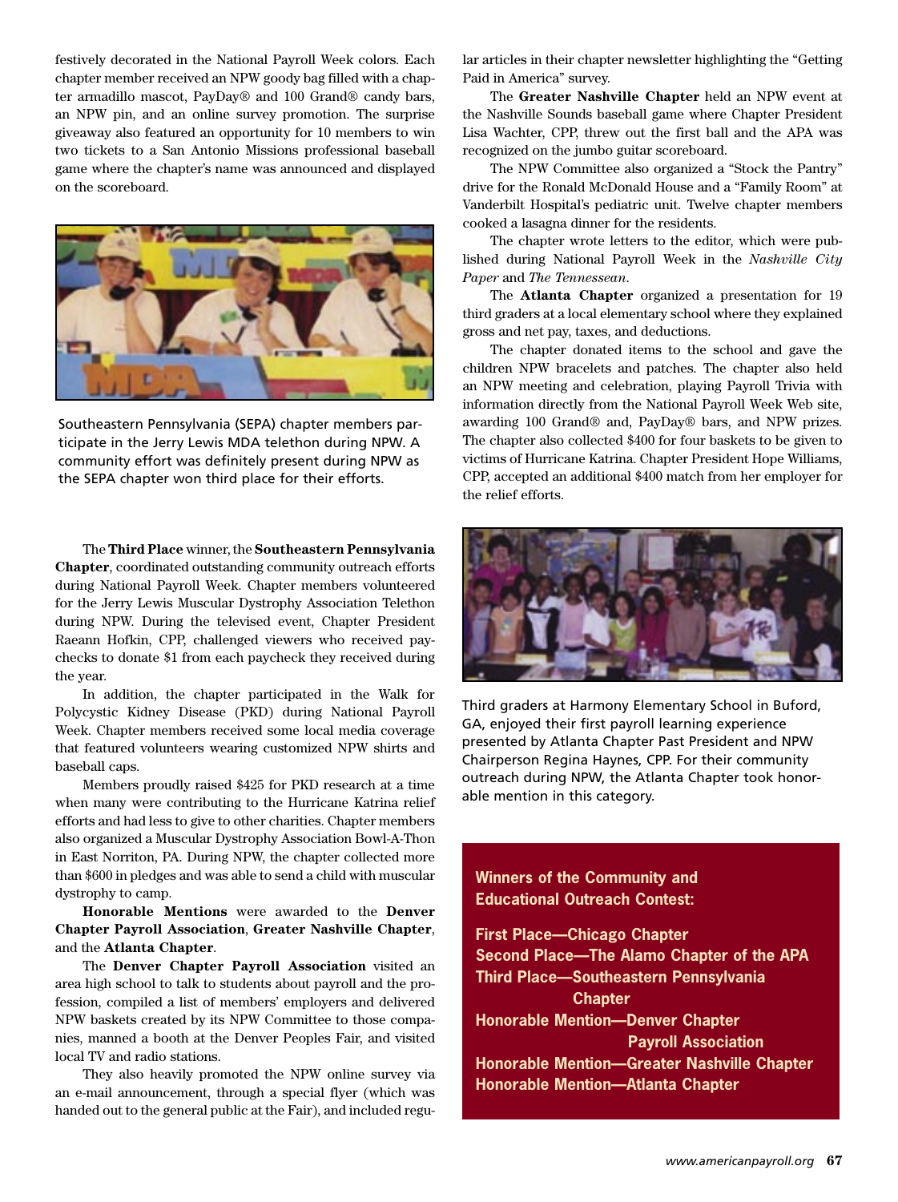festively decorated in the National Payroll Week colors. Each chapter member received an NPW goody bag filled with a chapter armadillo mascot, PayDay® and 100 Grand® candy bars, an NPW pin, and an online survey promotion. The surprise giveaway also featured an opportunity for 10 members to win two tickets to a San Antonio Missions professional baseball game where the chapter's name was announced and displayed on the scoreboard.

Southeastern Pennsylvania (SEPA) chapter members participate in the Jerry Lewis MDA telethon during NPW. A community effort was definitely present during NPW as the SEPA chapter won third place for their efforts.

The **Third Place** winner, the **Southeastern Pennsylvania Chapter**, coordinated outstanding community outreach efforts during National Payroll Week. Chapter members volunteered for the Jerry Lewis Muscular Dystrophy Association Telethon during NPW. During the televised event, Chapter President Raeann Hofkin, CPP, challenged viewers who received paychecks to donate $1 from each paycheck they received during the year.

In addition, the chapter participated in the Walk for Polycystic Kidney Disease (PKD) during National Payroll Week. Chapter members received some local media coverage that featured volunteers wearing customized NPW shirts and baseball caps.

Members proudly raised $425 for PKD research at a time when many were contributing to the Hurricane Katrina relief efforts and had less to give to other charities. Chapter members also organized a Muscular Dystrophy Association Bowl-A-Thon in East Norriton, PA. During NPW, the chapter collected more than $600 in pledges and was able to send a child with muscular dystrophy to camp.

**Honorable Mentions** were awarded to the **Denver Chapter Payroll Association**, **Greater Nashville Chapter**, and the **Atlanta Chapter**.

The **Denver Chapter Payroll Association** visited an area high school to talk to students about payroll and the profession, compiled a list of members' employers and delivered NPW baskets created by its NPW Committee to those companies, manned a booth at the Denver Peoples Fair, and visited local TV and radio stations.

They also heavily promoted the NPW online survey via an e-mail announcement, through a special flyer (which was handed out to the general public at the Fair), and included regular articles in their chapter newsletter highlighting the "Getting Paid in America" survey.

The **Greater Nashville Chapter** held an NPW event at the Nashville Sounds baseball game where Chapter President Lisa Wachter, CPP, threw out the first ball and the APA was recognized on the jumbo guitar scoreboard.

The NPW Committee also organized a "Stock the Pantry" drive for the Ronald McDonald House and a "Family Room" at Vanderbilt Hospital's pediatric unit. Twelve chapter members cooked a lasagna dinner for the residents.

The chapter wrote letters to the editor, which were published during National Payroll Week in the *Nashville City Paper* and *The Tennessean*.

The **Atlanta Chapter** organized a presentation for 19 third graders at a local elementary school where they explained gross and net pay, taxes, and deductions.

The chapter donated items to the school and gave the children NPW bracelets and patches. The chapter also held an NPW meeting and celebration, playing Payroll Trivia with information directly from the National Payroll Week Web site, awarding 100 Grand® and, PayDay® bars, and NPW prizes. The chapter also collected $400 for four baskets to be given to victims of Hurricane Katrina. Chapter President Hope Williams, CPP, accepted an additional $400 match from her employer for the relief efforts.

Third graders at Harmony Elementary School in Buford, GA, enjoyed their first payroll learning experience presented by Atlanta Chapter Past President and NPW Chairperson Regina Haynes, CPP. For their community outreach during NPW, the Atlanta Chapter took honorable mention in this category.

**Winners of the Community and Educational Outreach Contest:**

**First Place—Chicago Chapter**
**Second Place—The Alamo Chapter of the APA**
**Third Place—Southeastern Pennsylvania Chapter**
**Honorable Mention—Denver Chapter Payroll Association**
**Honorable Mention—Greater Nashville Chapter**
**Honorable Mention—Atlanta Chapter**